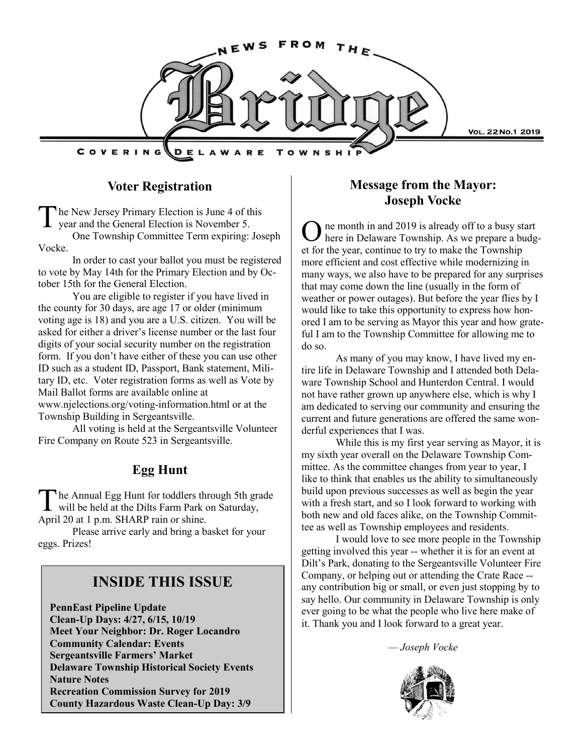# NEWS FROM THE Bridge

COVERING DELAWARE TOWNSHIP

VOL. 22 NO.1 2019

## Voter Registration

The New Jersey Primary Election is June 4 of this year and the General Election is November 5.

One Township Committee Term expiring: Joseph Vocke.

In order to cast your ballot you must be registered to vote by May 14th for the Primary Election and by October 15th for the General Election.

You are eligible to register if you have lived in the county for 30 days, are age 17 or older (minimum voting age is 18) and you are a U.S. citizen. You will be asked for either a driver's license number or the last four digits of your social security number on the registration form. If you don't have either of these you can use other ID such as a student ID, Passport, Bank statement, Military ID, etc. Voter registration forms as well as Vote by Mail Ballot forms are available online at www.njelections.org/voting-information.html or at the Township Building in Sergeantsville.

All voting is held at the Sergeantsville Volunteer Fire Company on Route 523 in Sergeantsville.

## Egg Hunt

The Annual Egg Hunt for toddlers through 5th grade will be held at the Dilts Farm Park on Saturday, April 20 at 1 p.m. SHARP rain or shine.

Please arrive early and bring a basket for your eggs. Prizes!

## INSIDE THIS ISSUE

**PennEast Pipeline Update**
**Clean-Up Days: 4/27, 6/15, 10/19**
**Meet Your Neighbor: Dr. Roger Locandro**
**Community Calendar: Events**
**Sergeantsville Farmers' Market**
**Delaware Township Historical Society Events**
**Nature Notes**
**Recreation Commission Survey for 2019**
**County Hazardous Waste Clean-Up Day: 3/9**

## Message from the Mayor: Joseph Vocke

One month in and 2019 is already off to a busy start here in Delaware Township. As we prepare a budget for the year, continue to try to make the Township more efficient and cost effective while modernizing in many ways, we also have to be prepared for any surprises that may come down the line (usually in the form of weather or power outages). But before the year flies by I would like to take this opportunity to express how honored I am to be serving as Mayor this year and how grateful I am to the Township Committee for allowing me to do so.

As many of you may know, I have lived my entire life in Delaware Township and I attended both Delaware Township School and Hunterdon Central. I would not have rather grown up anywhere else, which is why I am dedicated to serving our community and ensuring the current and future generations are offered the same wonderful experiences that I was.

While this is my first year serving as Mayor, it is my sixth year overall on the Delaware Township Committee. As the committee changes from year to year, I like to think that enables us the ability to simultaneously build upon previous successes as well as begin the year with a fresh start, and so I look forward to working with both new and old faces alike, on the Township Committee as well as Township employees and residents.

I would love to see more people in the Township getting involved this year -- whether it is for an event at Dilt's Park, donating to the Sergeantsville Volunteer Fire Company, or helping out or attending the Crate Race -- any contribution big or small, or even just stopping by to say hello. Our community in Delaware Township is only ever going to be what the people who live here make of it. Thank you and I look forward to a great year.

*— Joseph Vocke*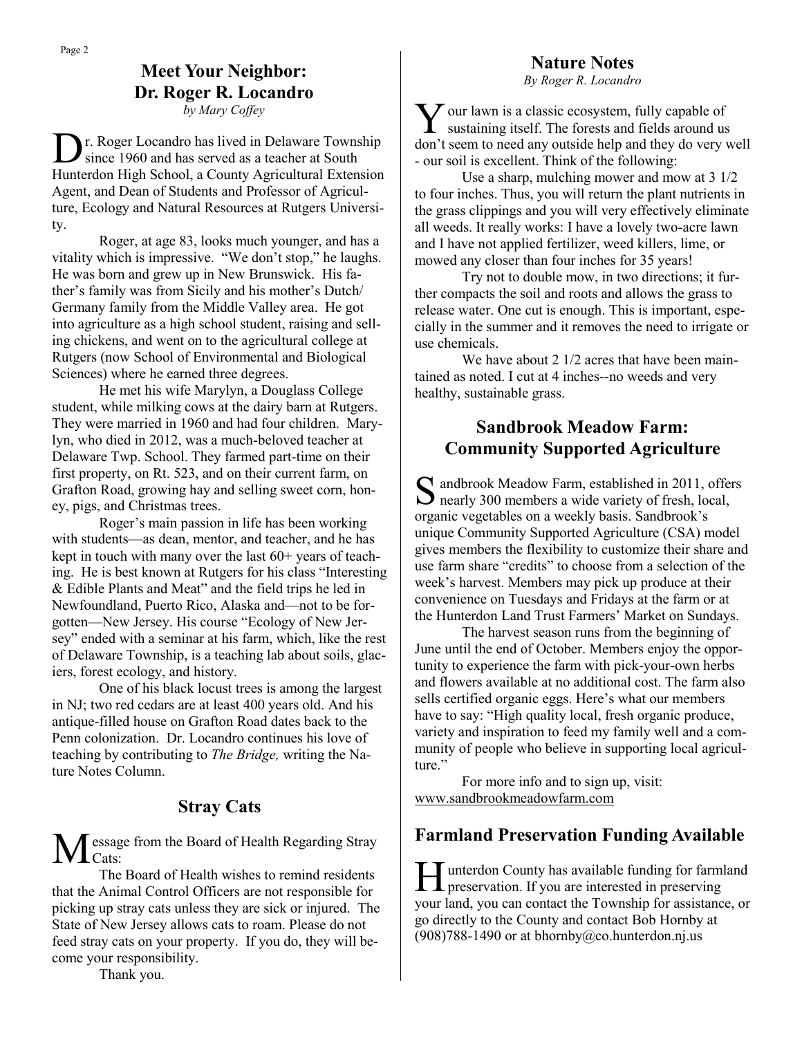## Meet Your Neighbor: Dr. Roger R. Locandro

*by Mary Coffey*

Dr. Roger Locandro has lived in Delaware Township since 1960 and has served as a teacher at South Hunterdon High School, a County Agricultural Extension Agent, and Dean of Students and Professor of Agriculture, Ecology and Natural Resources at Rutgers University.

Roger, at age 83, looks much younger, and has a vitality which is impressive. "We don't stop," he laughs. He was born and grew up in New Brunswick. His father's family was from Sicily and his mother's Dutch/ Germany family from the Middle Valley area. He got into agriculture as a high school student, raising and selling chickens, and went on to the agricultural college at Rutgers (now School of Environmental and Biological Sciences) where he earned three degrees.

He met his wife Marylyn, a Douglass College student, while milking cows at the dairy barn at Rutgers. They were married in 1960 and had four children. Marylyn, who died in 2012, was a much-beloved teacher at Delaware Twp. School. They farmed part-time on their first property, on Rt. 523, and on their current farm, on Grafton Road, growing hay and selling sweet corn, honey, pigs, and Christmas trees.

Roger's main passion in life has been working with students—as dean, mentor, and teacher, and he has kept in touch with many over the last 60+ years of teaching. He is best known at Rutgers for his class "Interesting & Edible Plants and Meat" and the field trips he led in Newfoundland, Puerto Rico, Alaska and—not to be forgotten—New Jersey. His course "Ecology of New Jersey" ended with a seminar at his farm, which, like the rest of Delaware Township, is a teaching lab about soils, glaciers, forest ecology, and history.

One of his black locust trees is among the largest in NJ; two red cedars are at least 400 years old. And his antique-filled house on Grafton Road dates back to the Penn colonization. Dr. Locandro continues his love of teaching by contributing to *The Bridge,* writing the Nature Notes Column.

## Stray Cats

Message from the Board of Health Regarding Stray Cats:

The Board of Health wishes to remind residents that the Animal Control Officers are not responsible for picking up stray cats unless they are sick or injured. The State of New Jersey allows cats to roam. Please do not feed stray cats on your property. If you do, they will become your responsibility.

Thank you.

## Nature Notes

*By Roger R. Locandro*

Your lawn is a classic ecosystem, fully capable of sustaining itself. The forests and fields around us don't seem to need any outside help and they do very well - our soil is excellent. Think of the following:

Use a sharp, mulching mower and mow at 3 1/2 to four inches. Thus, you will return the plant nutrients in the grass clippings and you will very effectively eliminate all weeds. It really works: I have a lovely two-acre lawn and I have not applied fertilizer, weed killers, lime, or mowed any closer than four inches for 35 years!

Try not to double mow, in two directions; it further compacts the soil and roots and allows the grass to release water. One cut is enough. This is important, especially in the summer and it removes the need to irrigate or use chemicals.

We have about 2 1/2 acres that have been maintained as noted. I cut at 4 inches--no weeds and very healthy, sustainable grass.

## Sandbrook Meadow Farm: Community Supported Agriculture

Sandbrook Meadow Farm, established in 2011, offers nearly 300 members a wide variety of fresh, local, organic vegetables on a weekly basis. Sandbrook's unique Community Supported Agriculture (CSA) model gives members the flexibility to customize their share and use farm share "credits" to choose from a selection of the week's harvest. Members may pick up produce at their convenience on Tuesdays and Fridays at the farm or at the Hunterdon Land Trust Farmers' Market on Sundays.

The harvest season runs from the beginning of June until the end of October. Members enjoy the opportunity to experience the farm with pick-your-own herbs and flowers available at no additional cost. The farm also sells certified organic eggs. Here's what our members have to say: "High quality local, fresh organic produce, variety and inspiration to feed my family well and a community of people who believe in supporting local agriculture."

For more info and to sign up, visit: www.sandbrookmeadowfarm.com

## Farmland Preservation Funding Available

Hunterdon County has available funding for farmland preservation. If you are interested in preserving your land, you can contact the Township for assistance, or go directly to the County and contact Bob Hornby at (908)788-1490 or at bhornby@co.hunterdon.nj.us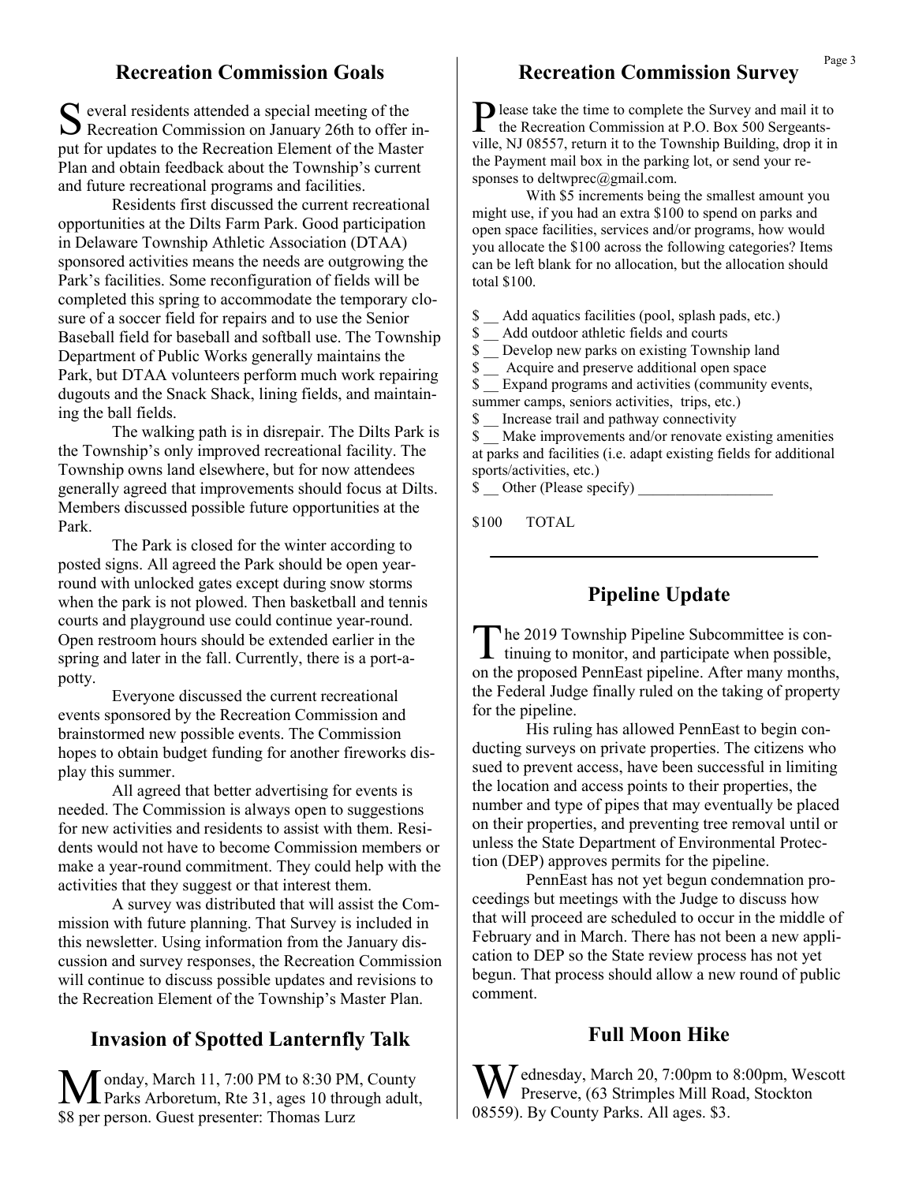## Recreation Commission Goals

Several residents attended a special meeting of the Recreation Commission on January 26th to offer input for updates to the Recreation Element of the Master Plan and obtain feedback about the Township's current and future recreational programs and facilities.

Residents first discussed the current recreational opportunities at the Dilts Farm Park. Good participation in Delaware Township Athletic Association (DTAA) sponsored activities means the needs are outgrowing the Park's facilities. Some reconfiguration of fields will be completed this spring to accommodate the temporary closure of a soccer field for repairs and to use the Senior Baseball field for baseball and softball use. The Township Department of Public Works generally maintains the Park, but DTAA volunteers perform much work repairing dugouts and the Snack Shack, lining fields, and maintaining the ball fields.

The walking path is in disrepair. The Dilts Park is the Township's only improved recreational facility. The Township owns land elsewhere, but for now attendees generally agreed that improvements should focus at Dilts. Members discussed possible future opportunities at the Park.

The Park is closed for the winter according to posted signs. All agreed the Park should be open year-round with unlocked gates except during snow storms when the park is not plowed. Then basketball and tennis courts and playground use could continue year-round. Open restroom hours should be extended earlier in the spring and later in the fall. Currently, there is a port-a-potty.

Everyone discussed the current recreational events sponsored by the Recreation Commission and brainstormed new possible events. The Commission hopes to obtain budget funding for another fireworks display this summer.

All agreed that better advertising for events is needed. The Commission is always open to suggestions for new activities and residents to assist with them. Residents would not have to become Commission members or make a year-round commitment. They could help with the activities that they suggest or that interest them.

A survey was distributed that will assist the Commission with future planning. That Survey is included in this newsletter. Using information from the January discussion and survey responses, the Recreation Commission will continue to discuss possible updates and revisions to the Recreation Element of the Township's Master Plan.

## Invasion of Spotted Lanternfly Talk

Monday, March 11, 7:00 PM to 8:30 PM, County Parks Arboretum, Rte 31, ages 10 through adult, $8 per person. Guest presenter: Thomas Lurz

## Recreation Commission Survey

Please take the time to complete the Survey and mail it to the Recreation Commission at P.O. Box 500 Sergeantsville, NJ 08557, return it to the Township Building, drop it in the Payment mail box in the parking lot, or send your responses to deltwprec@gmail.com.

With $5 increments being the smallest amount you might use, if you had an extra $100 to spend on parks and open space facilities, services and/or programs, how would you allocate the $100 across the following categories? Items can be left blank for no allocation, but the allocation should total $100.

$ __ Add aquatics facilities (pool, splash pads, etc.)
$ __ Add outdoor athletic fields and courts
$ __ Develop new parks on existing Township land
$ __ Acquire and preserve additional open space
$ __ Expand programs and activities (community events, summer camps, seniors activities, trips, etc.)
$ __ Increase trail and pathway connectivity
$ __ Make improvements and/or renovate existing amenities at parks and facilities (i.e. adapt existing fields for additional sports/activities, etc.)
$ __ Other (Please specify) __________________

$100 TOTAL

## Pipeline Update

The 2019 Township Pipeline Subcommittee is continuing to monitor, and participate when possible, on the proposed PennEast pipeline. After many months, the Federal Judge finally ruled on the taking of property for the pipeline.

His ruling has allowed PennEast to begin conducting surveys on private properties. The citizens who sued to prevent access, have been successful in limiting the location and access points to their properties, the number and type of pipes that may eventually be placed on their properties, and preventing tree removal until or unless the State Department of Environmental Protection (DEP) approves permits for the pipeline.

PennEast has not yet begun condemnation proceedings but meetings with the Judge to discuss how that will proceed are scheduled to occur in the middle of February and in March. There has not been a new application to DEP so the State review process has not yet begun. That process should allow a new round of public comment.

## Full Moon Hike

Wednesday, March 20, 7:00pm to 8:00pm, Wescott Preserve, (63 Strimples Mill Road, Stockton 08559). By County Parks. All ages. $3.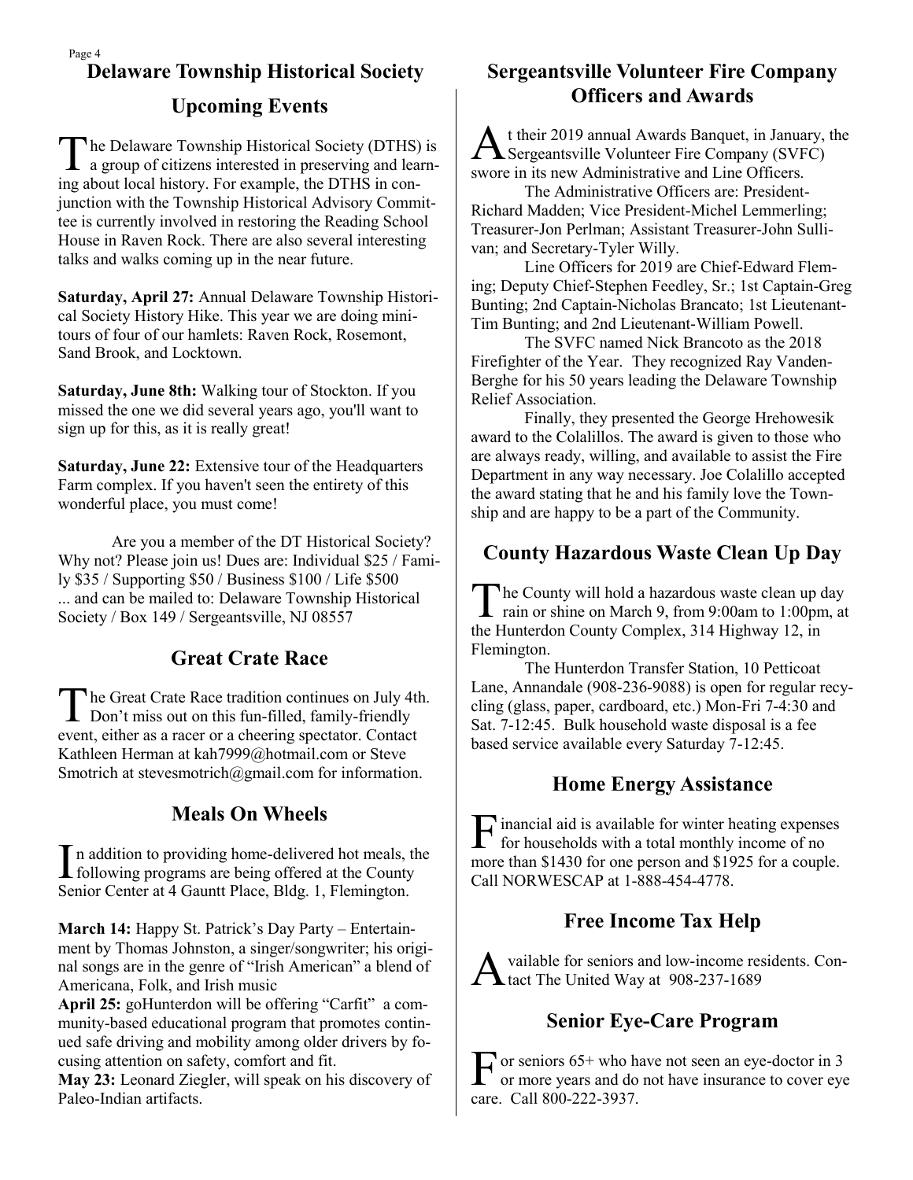## Delaware Township Historical Society

### Upcoming Events

The Delaware Township Historical Society (DTHS) is a group of citizens interested in preserving and learning about local history. For example, the DTHS in conjunction with the Township Historical Advisory Committee is currently involved in restoring the Reading School House in Raven Rock. There are also several interesting talks and walks coming up in the near future.

**Saturday, April 27:** Annual Delaware Township Historical Society History Hike. This year we are doing mini-tours of four of our hamlets: Raven Rock, Rosemont, Sand Brook, and Locktown.

**Saturday, June 8th:** Walking tour of Stockton. If you missed the one we did several years ago, you'll want to sign up for this, as it is really great!

**Saturday, June 22:** Extensive tour of the Headquarters Farm complex. If you haven't seen the entirety of this wonderful place, you must come!

Are you a member of the DT Historical Society? Why not? Please join us! Dues are: Individual $25 / Family $35 / Supporting $50 / Business $100 / Life $500 ... and can be mailed to: Delaware Township Historical Society / Box 149 / Sergeantsville, NJ 08557

## Great Crate Race

The Great Crate Race tradition continues on July 4th. Don't miss out on this fun-filled, family-friendly event, either as a racer or a cheering spectator. Contact Kathleen Herman at kah7999@hotmail.com or Steve Smotrich at stevesmotrich@gmail.com for information.

## Meals On Wheels

In addition to providing home-delivered hot meals, the following programs are being offered at the County Senior Center at 4 Gauntt Place, Bldg. 1, Flemington.

**March 14:** Happy St. Patrick's Day Party – Entertainment by Thomas Johnston, a singer/songwriter; his original songs are in the genre of "Irish American" a blend of Americana, Folk, and Irish music

**April 25:** goHunterdon will be offering "Carfit" a community-based educational program that promotes continued safe driving and mobility among older drivers by focusing attention on safety, comfort and fit.

**May 23:** Leonard Ziegler, will speak on his discovery of Paleo-Indian artifacts.

## Sergeantsville Volunteer Fire Company Officers and Awards

At their 2019 annual Awards Banquet, in January, the Sergeantsville Volunteer Fire Company (SVFC) swore in its new Administrative and Line Officers.

The Administrative Officers are: President-Richard Madden; Vice President-Michel Lemmerling; Treasurer-Jon Perlman; Assistant Treasurer-John Sullivan; and Secretary-Tyler Willy.

Line Officers for 2019 are Chief-Edward Fleming; Deputy Chief-Stephen Feedley, Sr.; 1st Captain-Greg Bunting; 2nd Captain-Nicholas Brancato; 1st Lieutenant-Tim Bunting; and 2nd Lieutenant-William Powell.

The SVFC named Nick Brancoto as the 2018 Firefighter of the Year. They recognized Ray Vanden-Berghe for his 50 years leading the Delaware Township Relief Association.

Finally, they presented the George Hrehowesik award to the Colalillos. The award is given to those who are always ready, willing, and available to assist the Fire Department in any way necessary. Joe Colalillo accepted the award stating that he and his family love the Township and are happy to be a part of the Community.

## County Hazardous Waste Clean Up Day

The County will hold a hazardous waste clean up day rain or shine on March 9, from 9:00am to 1:00pm, at the Hunterdon County Complex, 314 Highway 12, in Flemington.

The Hunterdon Transfer Station, 10 Petticoat Lane, Annandale (908-236-9088) is open for regular recycling (glass, paper, cardboard, etc.) Mon-Fri 7-4:30 and Sat. 7-12:45. Bulk household waste disposal is a fee based service available every Saturday 7-12:45.

## Home Energy Assistance

Financial aid is available for winter heating expenses for households with a total monthly income of no more than $1430 for one person and $1925 for a couple. Call NORWESCAP at 1-888-454-4778.

## Free Income Tax Help

Available for seniors and low-income residents. Contact The United Way at 908-237-1689

## Senior Eye-Care Program

For seniors 65+ who have not seen an eye-doctor in 3 or more years and do not have insurance to cover eye care. Call 800-222-3937.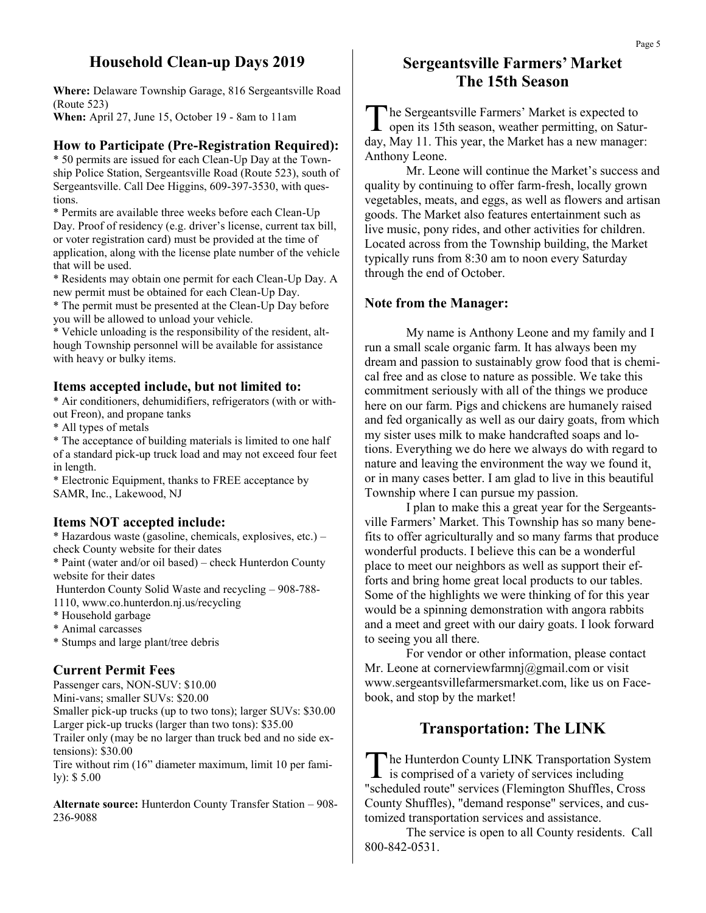## Household Clean-up Days 2019

**Where:** Delaware Township Garage, 816 Sergeantsville Road (Route 523)
**When:** April 27, June 15, October 19 - 8am to 11am

### How to Participate (Pre-Registration Required):

* 50 permits are issued for each Clean-Up Day at the Township Police Station, Sergeantsville Road (Route 523), south of Sergeantsville. Call Dee Higgins, 609-397-3530, with questions.
* Permits are available three weeks before each Clean-Up Day. Proof of residency (e.g. driver's license, current tax bill, or voter registration card) must be provided at the time of application, along with the license plate number of the vehicle that will be used.
* Residents may obtain one permit for each Clean-Up Day. A new permit must be obtained for each Clean-Up Day.
* The permit must be presented at the Clean-Up Day before you will be allowed to unload your vehicle.
* Vehicle unloading is the responsibility of the resident, although Township personnel will be available for assistance with heavy or bulky items.

### Items accepted include, but not limited to:

* Air conditioners, dehumidifiers, refrigerators (with or without Freon), and propane tanks
* All types of metals
* The acceptance of building materials is limited to one half of a standard pick-up truck load and may not exceed four feet in length.
* Electronic Equipment, thanks to FREE acceptance by SAMR, Inc., Lakewood, NJ

### Items NOT accepted include:

* Hazardous waste (gasoline, chemicals, explosives, etc.) – check County website for their dates
* Paint (water and/or oil based) – check Hunterdon County website for their dates
 Hunterdon County Solid Waste and recycling – 908-788-1110, www.co.hunterdon.nj.us/recycling
* Household garbage
* Animal carcasses
* Stumps and large plant/tree debris

### Current Permit Fees

Passenger cars, NON-SUV: $10.00
Mini-vans; smaller SUVs: $20.00
Smaller pick-up trucks (up to two tons); larger SUVs: $30.00
Larger pick-up trucks (larger than two tons): $35.00
Trailer only (may be no larger than truck bed and no side extensions): $30.00
Tire without rim (16" diameter maximum, limit 10 per family): $ 5.00

**Alternate source:** Hunterdon County Transfer Station – 908-236-9088

## Sergeantsville Farmers' Market The 15th Season

The Sergeantsville Farmers' Market is expected to open its 15th season, weather permitting, on Saturday, May 11. This year, the Market has a new manager: Anthony Leone.

Mr. Leone will continue the Market's success and quality by continuing to offer farm-fresh, locally grown vegetables, meats, and eggs, as well as flowers and artisan goods. The Market also features entertainment such as live music, pony rides, and other activities for children. Located across from the Township building, the Market typically runs from 8:30 am to noon every Saturday through the end of October.

### Note from the Manager:

My name is Anthony Leone and my family and I run a small scale organic farm. It has always been my dream and passion to sustainably grow food that is chemical free and as close to nature as possible. We take this commitment seriously with all of the things we produce here on our farm. Pigs and chickens are humanely raised and fed organically as well as our dairy goats, from which my sister uses milk to make handcrafted soaps and lotions. Everything we do here we always do with regard to nature and leaving the environment the way we found it, or in many cases better. I am glad to live in this beautiful Township where I can pursue my passion.

I plan to make this a great year for the Sergeantsville Farmers' Market. This Township has so many benefits to offer agriculturally and so many farms that produce wonderful products. I believe this can be a wonderful place to meet our neighbors as well as support their efforts and bring home great local products to our tables. Some of the highlights we were thinking of for this year would be a spinning demonstration with angora rabbits and a meet and greet with our dairy goats. I look forward to seeing you all there.

For vendor or other information, please contact Mr. Leone at cornerviewfarmnj@gmail.com or visit www.sergeantsvillefarmersmarket.com, like us on Facebook, and stop by the market!

## Transportation: The LINK

The Hunterdon County LINK Transportation System is comprised of a variety of services including "scheduled route" services (Flemington Shuffles, Cross County Shuffles), "demand response" services, and customized transportation services and assistance.

The service is open to all County residents. Call 800-842-0531.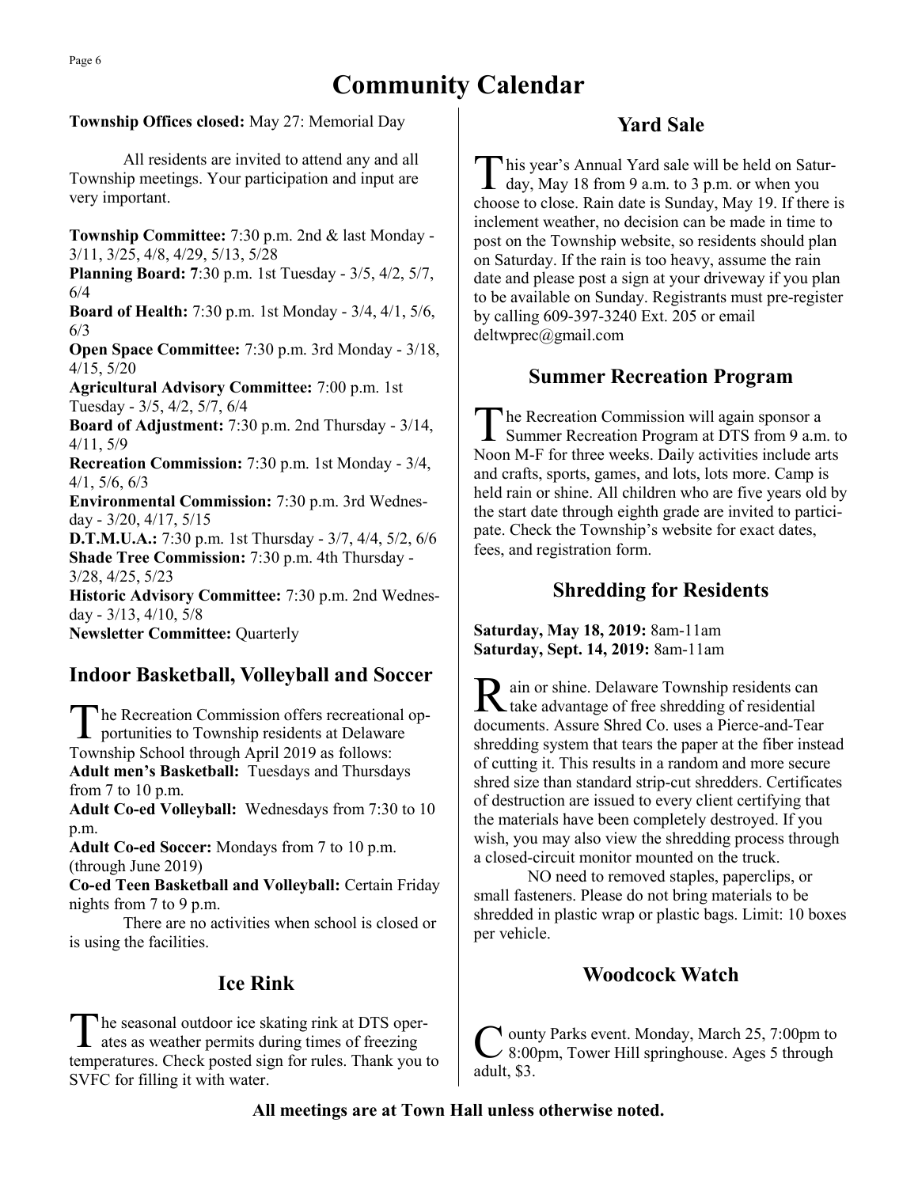# Community Calendar

**Township Offices closed:** May 27: Memorial Day

All residents are invited to attend any and all Township meetings. Your participation and input are very important.

**Township Committee:** 7:30 p.m. 2nd & last Monday - 3/11, 3/25, 4/8, 4/29, 5/13, 5/28
**Planning Board: 7**:30 p.m. 1st Tuesday - 3/5, 4/2, 5/7, 6/4
**Board of Health:** 7:30 p.m. 1st Monday - 3/4, 4/1, 5/6, 6/3
**Open Space Committee:** 7:30 p.m. 3rd Monday - 3/18, 4/15, 5/20
**Agricultural Advisory Committee:** 7:00 p.m. 1st Tuesday - 3/5, 4/2, 5/7, 6/4
**Board of Adjustment:** 7:30 p.m. 2nd Thursday - 3/14, 4/11, 5/9
**Recreation Commission:** 7:30 p.m. 1st Monday - 3/4, 4/1, 5/6, 6/3
**Environmental Commission:** 7:30 p.m. 3rd Wednesday - 3/20, 4/17, 5/15
**D.T.M.U.A.:** 7:30 p.m. 1st Thursday - 3/7, 4/4, 5/2, 6/6
**Shade Tree Commission:** 7:30 p.m. 4th Thursday - 3/28, 4/25, 5/23
**Historic Advisory Committee:** 7:30 p.m. 2nd Wednesday - 3/13, 4/10, 5/8
**Newsletter Committee:** Quarterly

## Indoor Basketball, Volleyball and Soccer

The Recreation Commission offers recreational opportunities to Township residents at Delaware Township School through April 2019 as follows:

**Adult men's Basketball:** Tuesdays and Thursdays from 7 to 10 p.m.
**Adult Co-ed Volleyball:** Wednesdays from 7:30 to 10 p.m.
**Adult Co-ed Soccer:** Mondays from 7 to 10 p.m. (through June 2019)
**Co-ed Teen Basketball and Volleyball:** Certain Friday nights from 7 to 9 p.m.

There are no activities when school is closed or is using the facilities.

## Ice Rink

The seasonal outdoor ice skating rink at DTS operates as weather permits during times of freezing temperatures. Check posted sign for rules. Thank you to SVFC for filling it with water.

## Yard Sale

This year's Annual Yard sale will be held on Saturday, May 18 from 9 a.m. to 3 p.m. or when you choose to close. Rain date is Sunday, May 19. If there is inclement weather, no decision can be made in time to post on the Township website, so residents should plan on Saturday. If the rain is too heavy, assume the rain date and please post a sign at your driveway if you plan to be available on Sunday. Registrants must pre-register by calling 609-397-3240 Ext. 205 or email deltwprec@gmail.com

## Summer Recreation Program

The Recreation Commission will again sponsor a Summer Recreation Program at DTS from 9 a.m. to Noon M-F for three weeks. Daily activities include arts and crafts, sports, games, and lots, lots more. Camp is held rain or shine. All children who are five years old by the start date through eighth grade are invited to participate. Check the Township's website for exact dates, fees, and registration form.

## Shredding for Residents

**Saturday, May 18, 2019:** 8am-11am
**Saturday, Sept. 14, 2019:** 8am-11am

Rain or shine. Delaware Township residents can take advantage of free shredding of residential documents. Assure Shred Co. uses a Pierce-and-Tear shredding system that tears the paper at the fiber instead of cutting it. This results in a random and more secure shred size than standard strip-cut shredders. Certificates of destruction are issued to every client certifying that the materials have been completely destroyed. If you wish, you may also view the shredding process through a closed-circuit monitor mounted on the truck.

NO need to removed staples, paperclips, or small fasteners. Please do not bring materials to be shredded in plastic wrap or plastic bags. Limit: 10 boxes per vehicle.

## Woodcock Watch

County Parks event. Monday, March 25, 7:00pm to 8:00pm, Tower Hill springhouse. Ages 5 through adult, $3.

**All meetings are at Town Hall unless otherwise noted.**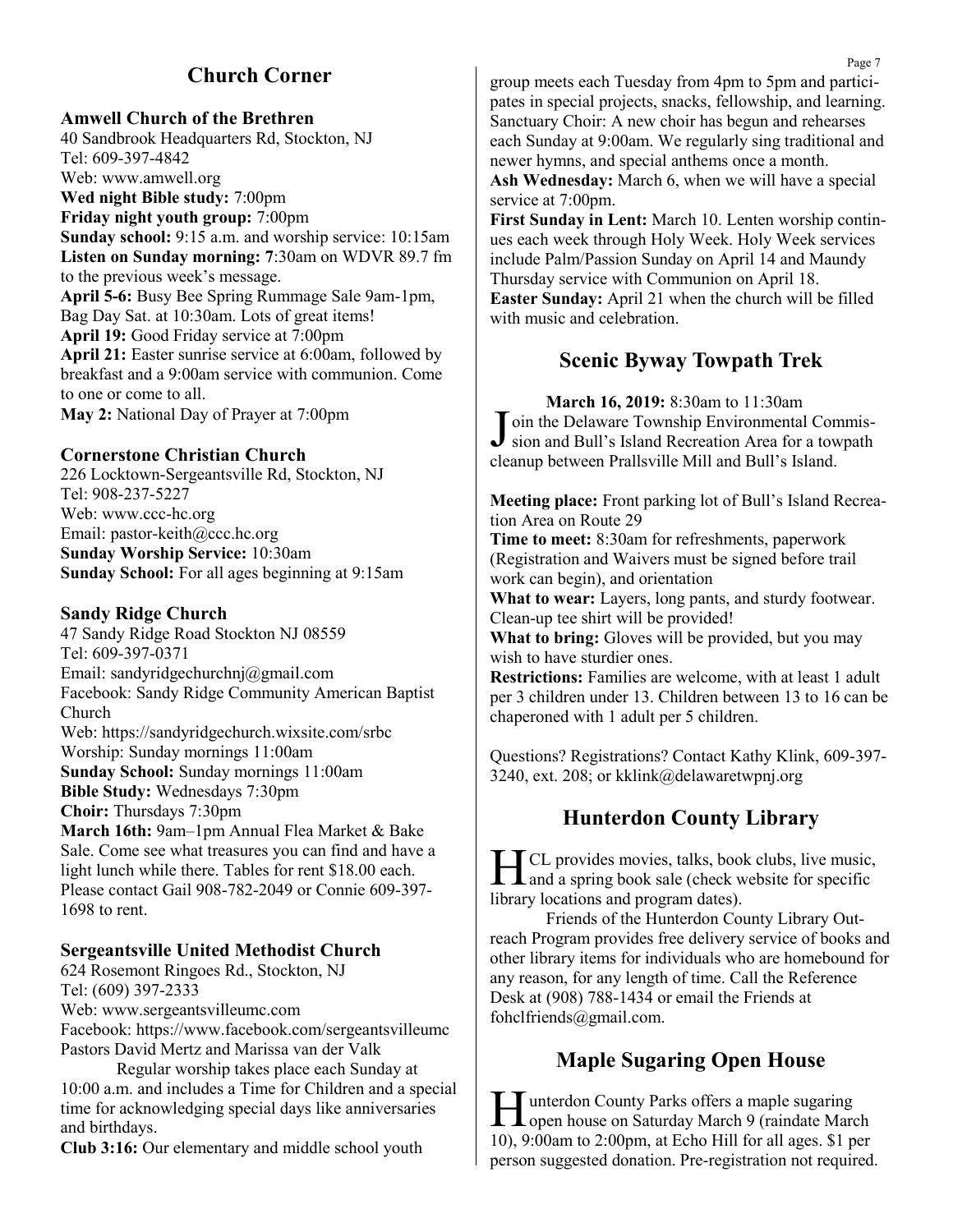## Church Corner

### Amwell Church of the Brethren

40 Sandbrook Headquarters Rd, Stockton, NJ
Tel: 609-397-4842
Web: www.amwell.org
**Wed night Bible study:** 7:00pm
**Friday night youth group:** 7:00pm
**Sunday school:** 9:15 a.m. and worship service: 10:15am
**Listen on Sunday morning: 7**:30am on WDVR 89.7 fm to the previous week's message.
**April 5-6:** Busy Bee Spring Rummage Sale 9am-1pm, Bag Day Sat. at 10:30am. Lots of great items!
**April 19:** Good Friday service at 7:00pm
**April 21:** Easter sunrise service at 6:00am, followed by breakfast and a 9:00am service with communion. Come to one or come to all.
**May 2:** National Day of Prayer at 7:00pm

### Cornerstone Christian Church

226 Locktown-Sergeantsville Rd, Stockton, NJ
Tel: 908-237-5227
Web: www.ccc-hc.org
Email: pastor-keith@ccc.hc.org
**Sunday Worship Service:** 10:30am
**Sunday School:** For all ages beginning at 9:15am

### Sandy Ridge Church

47 Sandy Ridge Road Stockton NJ 08559
Tel: 609-397-0371
Email: sandyridgechurchnj@gmail.com
Facebook: Sandy Ridge Community American Baptist Church
Web: https://sandyridgechurch.wixsite.com/srbc
Worship: Sunday mornings 11:00am
**Sunday School:** Sunday mornings 11:00am
**Bible Study:** Wednesdays 7:30pm
**Choir:** Thursdays 7:30pm
**March 16th:** 9am–1pm Annual Flea Market & Bake Sale. Come see what treasures you can find and have a light lunch while there. Tables for rent $18.00 each. Please contact Gail 908-782-2049 or Connie 609-397-1698 to rent.

### Sergeantsville United Methodist Church

624 Rosemont Ringoes Rd., Stockton, NJ
Tel: (609) 397-2333
Web: www.sergeantsvilleumc.com
Facebook: https://www.facebook.com/sergeantsvilleumc
Pastors David Mertz and Marissa van der Valk

Regular worship takes place each Sunday at 10:00 a.m. and includes a Time for Children and a special time for acknowledging special days like anniversaries and birthdays.

**Club 3:16:** Our elementary and middle school youth group meets each Tuesday from 4pm to 5pm and participates in special projects, snacks, fellowship, and learning.
Sanctuary Choir: A new choir has begun and rehearses each Sunday at 9:00am. We regularly sing traditional and newer hymns, and special anthems once a month.
**Ash Wednesday:** March 6, when we will have a special service at 7:00pm.
**First Sunday in Lent:** March 10. Lenten worship continues each week through Holy Week. Holy Week services include Palm/Passion Sunday on April 14 and Maundy Thursday service with Communion on April 18.
**Easter Sunday:** April 21 when the church will be filled with music and celebration.

## Scenic Byway Towpath Trek

**March 16, 2019:** 8:30am to 11:30am

Join the Delaware Township Environmental Commission and Bull's Island Recreation Area for a towpath cleanup between Prallsville Mill and Bull's Island.

**Meeting place:** Front parking lot of Bull's Island Recreation Area on Route 29
**Time to meet:** 8:30am for refreshments, paperwork (Registration and Waivers must be signed before trail work can begin), and orientation
**What to wear:** Layers, long pants, and sturdy footwear. Clean-up tee shirt will be provided!
**What to bring:** Gloves will be provided, but you may wish to have sturdier ones.
**Restrictions:** Families are welcome, with at least 1 adult per 3 children under 13. Children between 13 to 16 can be chaperoned with 1 adult per 5 children.

Questions? Registrations? Contact Kathy Klink, 609-397-3240, ext. 208; or kklink@delawaretwpnj.org

## Hunterdon County Library

HCL provides movies, talks, book clubs, live music, and a spring book sale (check website for specific library locations and program dates).

Friends of the Hunterdon County Library Outreach Program provides free delivery service of books and other library items for individuals who are homebound for any reason, for any length of time. Call the Reference Desk at (908) 788-1434 or email the Friends at fohclfriends@gmail.com.

## Maple Sugaring Open House

Hunterdon County Parks offers a maple sugaring open house on Saturday March 9 (raindate March 10), 9:00am to 2:00pm, at Echo Hill for all ages. $1 per person suggested donation. Pre-registration not required.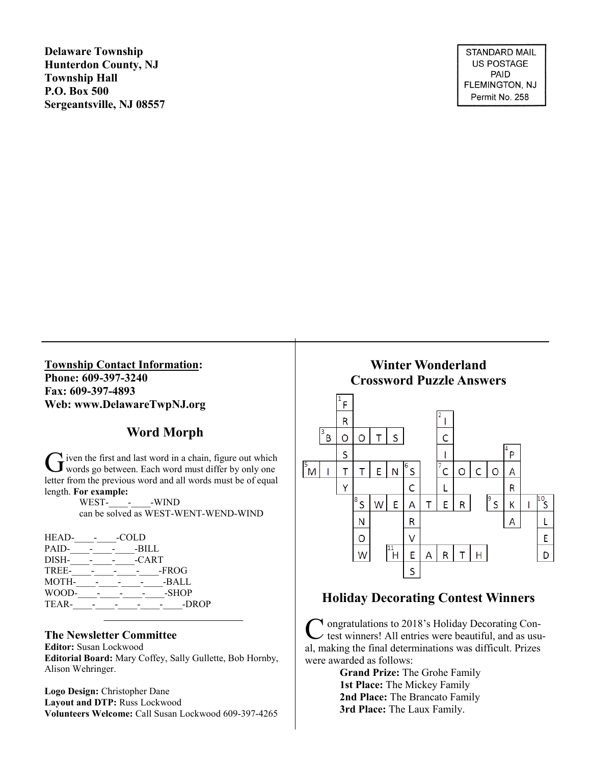**Delaware Township**
**Hunterdon County, NJ**
**Township Hall**
**P.O. Box 500**
**Sergeantsville, NJ 08557**

STANDARD MAIL
US POSTAGE
PAID
FLEMINGTON, NJ
Permit No. 258

**Township Contact Information:**
**Phone: 609-397-3240**
**Fax: 609-397-4893**
**Web: www.DelawareTwpNJ.org**

## Word Morph

Given the first and last word in a chain, figure out which words go between. Each word must differ by only one letter from the previous word and all words must be of equal length. **For example:**

WEST-____-____-WIND
can be solved as WEST-WENT-WEND-WIND

HEAD-____-____-COLD
PAID-____-____-____-BILL
DISH-____-____-____-CART
TREE-____-____-____-____-FROG
MOTH-____-____-____-____-BALL
WOOD-____-____-____-____-SHOP
TEAR-____-____-____-____-____-DROP

### The Newsletter Committee

**Editor:** Susan Lockwood
**Editorial Board:** Mary Coffey, Sally Gullette, Bob Hornby, Alison Wehringer.

**Logo Design:** Christopher Dane
**Layout and DTP:** Russ Lockwood
**Volunteers Welcome:** Call Susan Lockwood 609-397-4265

## Winter Wonderland Crossword Puzzle Answers

1 FROSTY
2 ICICLE
3 BOOTS
4 PARKA
5 MITTENS
6 SCARVES
7 COCOA
8 SWEATER
8 SNOW
9 SKIS
10 SLED
11 HEARTH

## Holiday Decorating Contest Winners

Congratulations to 2018's Holiday Decorating Contest winners! All entries were beautiful, and as usual, making the final determinations was difficult. Prizes were awarded as follows:

**Grand Prize:** The Grohe Family
**1st Place:** The Mickey Family
**2nd Place:** The Brancato Family
**3rd Place:** The Laux Family.